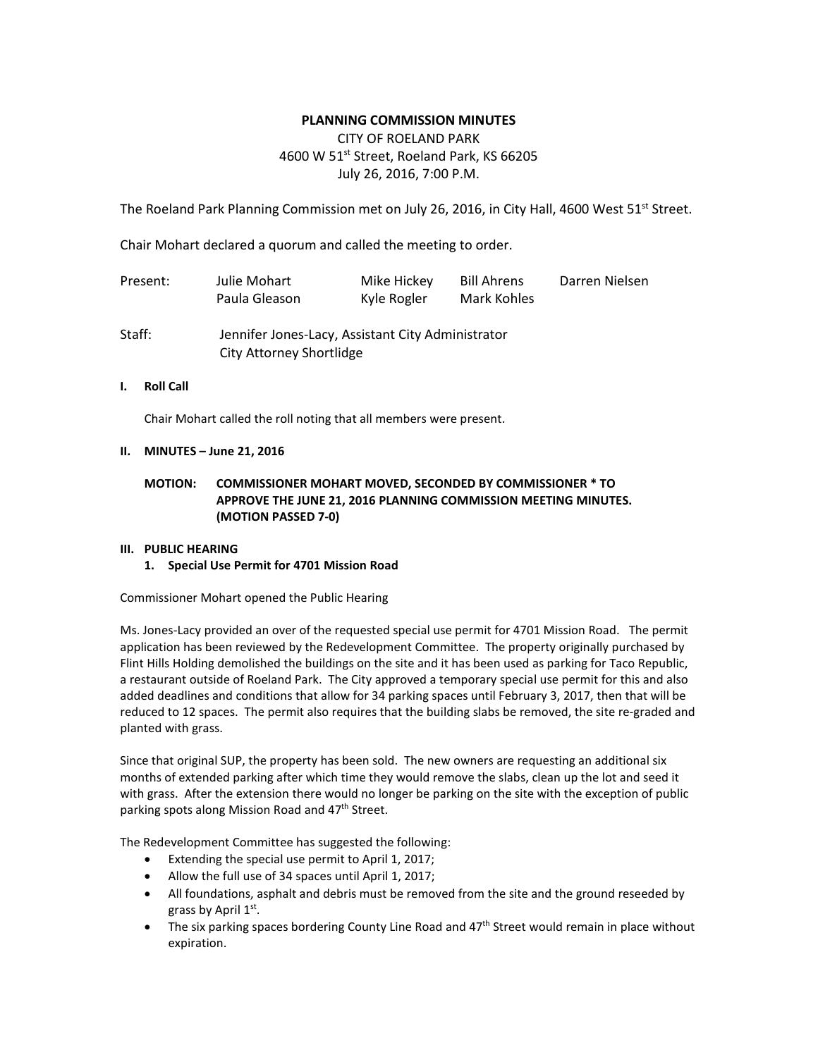# PLANNING COMMISSION MINUTES

CITY OF ROELAND PARK
4600 W 51st Street, Roeland Park, KS 66205
July 26, 2016, 7:00 P.M.

The Roeland Park Planning Commission met on July 26, 2016, in City Hall, 4600 West 51st Street.

Chair Mohart declared a quorum and called the meeting to order.

| Present: | Julie Mohart | Mike Hickey | Bill Ahrens | Darren Nielsen |
|---|---|---|---|---|
| | Paula Gleason | Kyle Rogler | Mark Kohles | |

Staff: Jennifer Jones-Lacy, Assistant City Administrator
City Attorney Shortlidge

**I. Roll Call**

Chair Mohart called the roll noting that all members were present.

**II. MINUTES – June 21, 2016**

**MOTION: COMMISSIONER MOHART MOVED, SECONDED BY COMMISSIONER * TO APPROVE THE JUNE 21, 2016 PLANNING COMMISSION MEETING MINUTES. (MOTION PASSED 7-0)**

**III. PUBLIC HEARING**

**1. Special Use Permit for 4701 Mission Road**

Commissioner Mohart opened the Public Hearing

Ms. Jones-Lacy provided an over of the requested special use permit for 4701 Mission Road. The permit application has been reviewed by the Redevelopment Committee. The property originally purchased by Flint Hills Holding demolished the buildings on the site and it has been used as parking for Taco Republic, a restaurant outside of Roeland Park. The City approved a temporary special use permit for this and also added deadlines and conditions that allow for 34 parking spaces until February 3, 2017, then that will be reduced to 12 spaces. The permit also requires that the building slabs be removed, the site re-graded and planted with grass.

Since that original SUP, the property has been sold. The new owners are requesting an additional six months of extended parking after which time they would remove the slabs, clean up the lot and seed it with grass. After the extension there would no longer be parking on the site with the exception of public parking spots along Mission Road and 47th Street.

The Redevelopment Committee has suggested the following:

- Extending the special use permit to April 1, 2017;
- Allow the full use of 34 spaces until April 1, 2017;
- All foundations, asphalt and debris must be removed from the site and the ground reseeded by grass by April 1st.
- The six parking spaces bordering County Line Road and 47th Street would remain in place without expiration.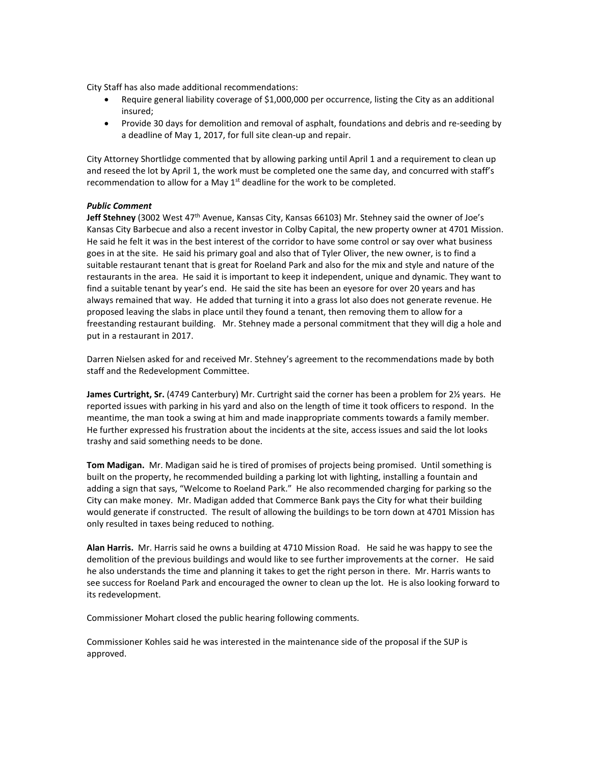City Staff has also made additional recommendations:

- Require general liability coverage of $1,000,000 per occurrence, listing the City as an additional insured;
- Provide 30 days for demolition and removal of asphalt, foundations and debris and re-seeding by a deadline of May 1, 2017, for full site clean-up and repair.

City Attorney Shortlidge commented that by allowing parking until April 1 and a requirement to clean up and reseed the lot by April 1, the work must be completed one the same day, and concurred with staff's recommendation to allow for a May 1st deadline for the work to be completed.

***Public Comment***

**Jeff Stehney** (3002 West 47th Avenue, Kansas City, Kansas 66103) Mr. Stehney said the owner of Joe's Kansas City Barbecue and also a recent investor in Colby Capital, the new property owner at 4701 Mission. He said he felt it was in the best interest of the corridor to have some control or say over what business goes in at the site. He said his primary goal and also that of Tyler Oliver, the new owner, is to find a suitable restaurant tenant that is great for Roeland Park and also for the mix and style and nature of the restaurants in the area. He said it is important to keep it independent, unique and dynamic. They want to find a suitable tenant by year's end. He said the site has been an eyesore for over 20 years and has always remained that way. He added that turning it into a grass lot also does not generate revenue. He proposed leaving the slabs in place until they found a tenant, then removing them to allow for a freestanding restaurant building. Mr. Stehney made a personal commitment that they will dig a hole and put in a restaurant in 2017.

Darren Nielsen asked for and received Mr. Stehney's agreement to the recommendations made by both staff and the Redevelopment Committee.

**James Curtright, Sr.** (4749 Canterbury) Mr. Curtright said the corner has been a problem for 2½ years. He reported issues with parking in his yard and also on the length of time it took officers to respond. In the meantime, the man took a swing at him and made inappropriate comments towards a family member. He further expressed his frustration about the incidents at the site, access issues and said the lot looks trashy and said something needs to be done.

**Tom Madigan.** Mr. Madigan said he is tired of promises of projects being promised. Until something is built on the property, he recommended building a parking lot with lighting, installing a fountain and adding a sign that says, "Welcome to Roeland Park." He also recommended charging for parking so the City can make money. Mr. Madigan added that Commerce Bank pays the City for what their building would generate if constructed. The result of allowing the buildings to be torn down at 4701 Mission has only resulted in taxes being reduced to nothing.

**Alan Harris.** Mr. Harris said he owns a building at 4710 Mission Road. He said he was happy to see the demolition of the previous buildings and would like to see further improvements at the corner. He said he also understands the time and planning it takes to get the right person in there. Mr. Harris wants to see success for Roeland Park and encouraged the owner to clean up the lot. He is also looking forward to its redevelopment.

Commissioner Mohart closed the public hearing following comments.

Commissioner Kohles said he was interested in the maintenance side of the proposal if the SUP is approved.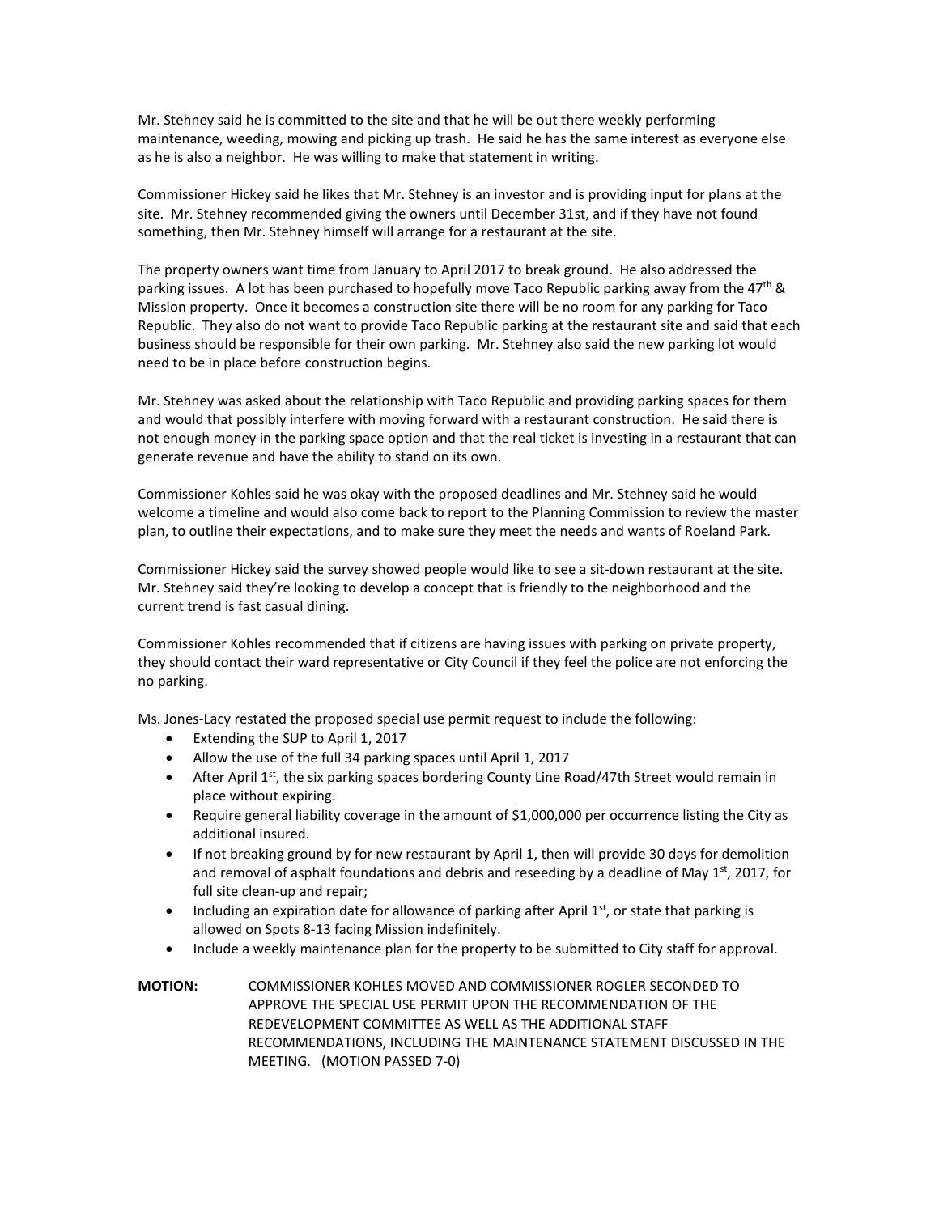Mr. Stehney said he is committed to the site and that he will be out there weekly performing maintenance, weeding, mowing and picking up trash. He said he has the same interest as everyone else as he is also a neighbor. He was willing to make that statement in writing.

Commissioner Hickey said he likes that Mr. Stehney is an investor and is providing input for plans at the site. Mr. Stehney recommended giving the owners until December 31st, and if they have not found something, then Mr. Stehney himself will arrange for a restaurant at the site.

The property owners want time from January to April 2017 to break ground. He also addressed the parking issues. A lot has been purchased to hopefully move Taco Republic parking away from the 47th & Mission property. Once it becomes a construction site there will be no room for any parking for Taco Republic. They also do not want to provide Taco Republic parking at the restaurant site and said that each business should be responsible for their own parking. Mr. Stehney also said the new parking lot would need to be in place before construction begins.

Mr. Stehney was asked about the relationship with Taco Republic and providing parking spaces for them and would that possibly interfere with moving forward with a restaurant construction. He said there is not enough money in the parking space option and that the real ticket is investing in a restaurant that can generate revenue and have the ability to stand on its own.

Commissioner Kohles said he was okay with the proposed deadlines and Mr. Stehney said he would welcome a timeline and would also come back to report to the Planning Commission to review the master plan, to outline their expectations, and to make sure they meet the needs and wants of Roeland Park.

Commissioner Hickey said the survey showed people would like to see a sit-down restaurant at the site. Mr. Stehney said they're looking to develop a concept that is friendly to the neighborhood and the current trend is fast casual dining.

Commissioner Kohles recommended that if citizens are having issues with parking on private property, they should contact their ward representative or City Council if they feel the police are not enforcing the no parking.

Ms. Jones-Lacy restated the proposed special use permit request to include the following:

- Extending the SUP to April 1, 2017
- Allow the use of the full 34 parking spaces until April 1, 2017
- After April 1st, the six parking spaces bordering County Line Road/47th Street would remain in place without expiring.
- Require general liability coverage in the amount of $1,000,000 per occurrence listing the City as additional insured.
- If not breaking ground by for new restaurant by April 1, then will provide 30 days for demolition and removal of asphalt foundations and debris and reseeding by a deadline of May 1st, 2017, for full site clean-up and repair;
- Including an expiration date for allowance of parking after April 1st, or state that parking is allowed on Spots 8-13 facing Mission indefinitely.
- Include a weekly maintenance plan for the property to be submitted to City staff for approval.

**MOTION:** COMMISSIONER KOHLES MOVED AND COMMISSIONER ROGLER SECONDED TO APPROVE THE SPECIAL USE PERMIT UPON THE RECOMMENDATION OF THE REDEVELOPMENT COMMITTEE AS WELL AS THE ADDITIONAL STAFF RECOMMENDATIONS, INCLUDING THE MAINTENANCE STATEMENT DISCUSSED IN THE MEETING. (MOTION PASSED 7-0)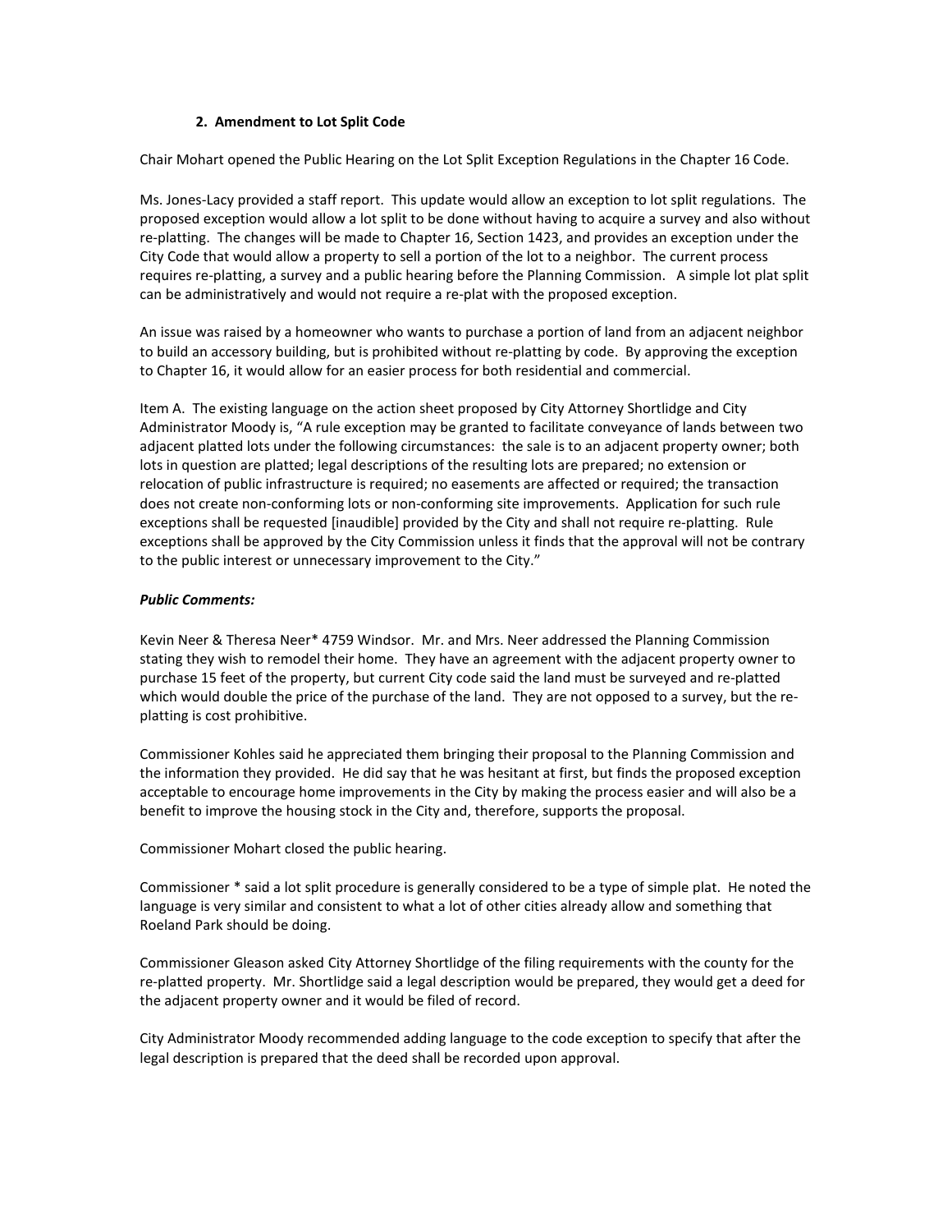### 2. Amendment to Lot Split Code

Chair Mohart opened the Public Hearing on the Lot Split Exception Regulations in the Chapter 16 Code.

Ms. Jones-Lacy provided a staff report. This update would allow an exception to lot split regulations. The proposed exception would allow a lot split to be done without having to acquire a survey and also without re-platting. The changes will be made to Chapter 16, Section 1423, and provides an exception under the City Code that would allow a property to sell a portion of the lot to a neighbor. The current process requires re-platting, a survey and a public hearing before the Planning Commission. A simple lot plat split can be administratively and would not require a re-plat with the proposed exception.

An issue was raised by a homeowner who wants to purchase a portion of land from an adjacent neighbor to build an accessory building, but is prohibited without re-platting by code. By approving the exception to Chapter 16, it would allow for an easier process for both residential and commercial.

Item A. The existing language on the action sheet proposed by City Attorney Shortlidge and City Administrator Moody is, "A rule exception may be granted to facilitate conveyance of lands between two adjacent platted lots under the following circumstances: the sale is to an adjacent property owner; both lots in question are platted; legal descriptions of the resulting lots are prepared; no extension or relocation of public infrastructure is required; no easements are affected or required; the transaction does not create non-conforming lots or non-conforming site improvements. Application for such rule exceptions shall be requested [inaudible] provided by the City and shall not require re-platting. Rule exceptions shall be approved by the City Commission unless it finds that the approval will not be contrary to the public interest or unnecessary improvement to the City."

***Public Comments:***

Kevin Neer & Theresa Neer* 4759 Windsor. Mr. and Mrs. Neer addressed the Planning Commission stating they wish to remodel their home. They have an agreement with the adjacent property owner to purchase 15 feet of the property, but current City code said the land must be surveyed and re-platted which would double the price of the purchase of the land. They are not opposed to a survey, but the re-platting is cost prohibitive.

Commissioner Kohles said he appreciated them bringing their proposal to the Planning Commission and the information they provided. He did say that he was hesitant at first, but finds the proposed exception acceptable to encourage home improvements in the City by making the process easier and will also be a benefit to improve the housing stock in the City and, therefore, supports the proposal.

Commissioner Mohart closed the public hearing.

Commissioner * said a lot split procedure is generally considered to be a type of simple plat. He noted the language is very similar and consistent to what a lot of other cities already allow and something that Roeland Park should be doing.

Commissioner Gleason asked City Attorney Shortlidge of the filing requirements with the county for the re-platted property. Mr. Shortlidge said a legal description would be prepared, they would get a deed for the adjacent property owner and it would be filed of record.

City Administrator Moody recommended adding language to the code exception to specify that after the legal description is prepared that the deed shall be recorded upon approval.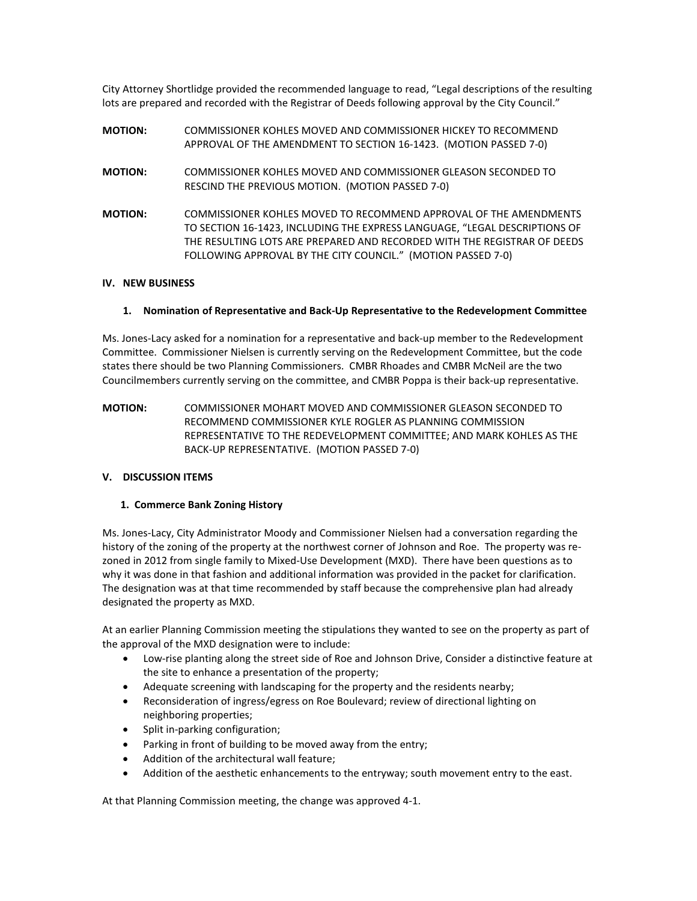City Attorney Shortlidge provided the recommended language to read, "Legal descriptions of the resulting lots are prepared and recorded with the Registrar of Deeds following approval by the City Council."

**MOTION:** COMMISSIONER KOHLES MOVED AND COMMISSIONER HICKEY TO RECOMMEND APPROVAL OF THE AMENDMENT TO SECTION 16-1423. (MOTION PASSED 7-0)

**MOTION:** COMMISSIONER KOHLES MOVED AND COMMISSIONER GLEASON SECONDED TO RESCIND THE PREVIOUS MOTION. (MOTION PASSED 7-0)

**MOTION:** COMMISSIONER KOHLES MOVED TO RECOMMEND APPROVAL OF THE AMENDMENTS TO SECTION 16-1423, INCLUDING THE EXPRESS LANGUAGE, "LEGAL DESCRIPTIONS OF THE RESULTING LOTS ARE PREPARED AND RECORDED WITH THE REGISTRAR OF DEEDS FOLLOWING APPROVAL BY THE CITY COUNCIL." (MOTION PASSED 7-0)

## IV. NEW BUSINESS

### 1. Nomination of Representative and Back-Up Representative to the Redevelopment Committee

Ms. Jones-Lacy asked for a nomination for a representative and back-up member to the Redevelopment Committee. Commissioner Nielsen is currently serving on the Redevelopment Committee, but the code states there should be two Planning Commissioners. CMBR Rhoades and CMBR McNeil are the two Councilmembers currently serving on the committee, and CMBR Poppa is their back-up representative.

**MOTION:** COMMISSIONER MOHART MOVED AND COMMISSIONER GLEASON SECONDED TO RECOMMEND COMMISSIONER KYLE ROGLER AS PLANNING COMMISSION REPRESENTATIVE TO THE REDEVELOPMENT COMMITTEE; AND MARK KOHLES AS THE BACK-UP REPRESENTATIVE. (MOTION PASSED 7-0)

## V. DISCUSSION ITEMS

### 1. Commerce Bank Zoning History

Ms. Jones-Lacy, City Administrator Moody and Commissioner Nielsen had a conversation regarding the history of the zoning of the property at the northwest corner of Johnson and Roe. The property was re-zoned in 2012 from single family to Mixed-Use Development (MXD). There have been questions as to why it was done in that fashion and additional information was provided in the packet for clarification. The designation was at that time recommended by staff because the comprehensive plan had already designated the property as MXD.

At an earlier Planning Commission meeting the stipulations they wanted to see on the property as part of the approval of the MXD designation were to include:

- Low-rise planting along the street side of Roe and Johnson Drive, Consider a distinctive feature at the site to enhance a presentation of the property;
- Adequate screening with landscaping for the property and the residents nearby;
- Reconsideration of ingress/egress on Roe Boulevard; review of directional lighting on neighboring properties;
- Split in-parking configuration;
- Parking in front of building to be moved away from the entry;
- Addition of the architectural wall feature;
- Addition of the aesthetic enhancements to the entryway; south movement entry to the east.

At that Planning Commission meeting, the change was approved 4-1.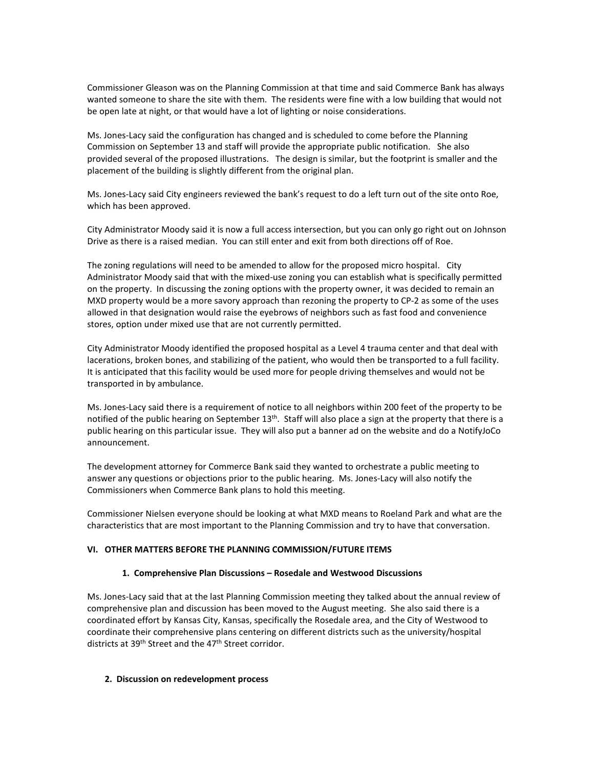Commissioner Gleason was on the Planning Commission at that time and said Commerce Bank has always wanted someone to share the site with them. The residents were fine with a low building that would not be open late at night, or that would have a lot of lighting or noise considerations.

Ms. Jones-Lacy said the configuration has changed and is scheduled to come before the Planning Commission on September 13 and staff will provide the appropriate public notification. She also provided several of the proposed illustrations. The design is similar, but the footprint is smaller and the placement of the building is slightly different from the original plan.

Ms. Jones-Lacy said City engineers reviewed the bank's request to do a left turn out of the site onto Roe, which has been approved.

City Administrator Moody said it is now a full access intersection, but you can only go right out on Johnson Drive as there is a raised median. You can still enter and exit from both directions off of Roe.

The zoning regulations will need to be amended to allow for the proposed micro hospital. City Administrator Moody said that with the mixed-use zoning you can establish what is specifically permitted on the property. In discussing the zoning options with the property owner, it was decided to remain an MXD property would be a more savory approach than rezoning the property to CP-2 as some of the uses allowed in that designation would raise the eyebrows of neighbors such as fast food and convenience stores, option under mixed use that are not currently permitted.

City Administrator Moody identified the proposed hospital as a Level 4 trauma center and that deal with lacerations, broken bones, and stabilizing of the patient, who would then be transported to a full facility. It is anticipated that this facility would be used more for people driving themselves and would not be transported in by ambulance.

Ms. Jones-Lacy said there is a requirement of notice to all neighbors within 200 feet of the property to be notified of the public hearing on September 13th. Staff will also place a sign at the property that there is a public hearing on this particular issue. They will also put a banner ad on the website and do a NotifyJoCo announcement.

The development attorney for Commerce Bank said they wanted to orchestrate a public meeting to answer any questions or objections prior to the public hearing. Ms. Jones-Lacy will also notify the Commissioners when Commerce Bank plans to hold this meeting.

Commissioner Nielsen everyone should be looking at what MXD means to Roeland Park and what are the characteristics that are most important to the Planning Commission and try to have that conversation.

## VI. OTHER MATTERS BEFORE THE PLANNING COMMISSION/FUTURE ITEMS

### 1. Comprehensive Plan Discussions – Rosedale and Westwood Discussions

Ms. Jones-Lacy said that at the last Planning Commission meeting they talked about the annual review of comprehensive plan and discussion has been moved to the August meeting. She also said there is a coordinated effort by Kansas City, Kansas, specifically the Rosedale area, and the City of Westwood to coordinate their comprehensive plans centering on different districts such as the university/hospital districts at 39th Street and the 47th Street corridor.

### 2. Discussion on redevelopment process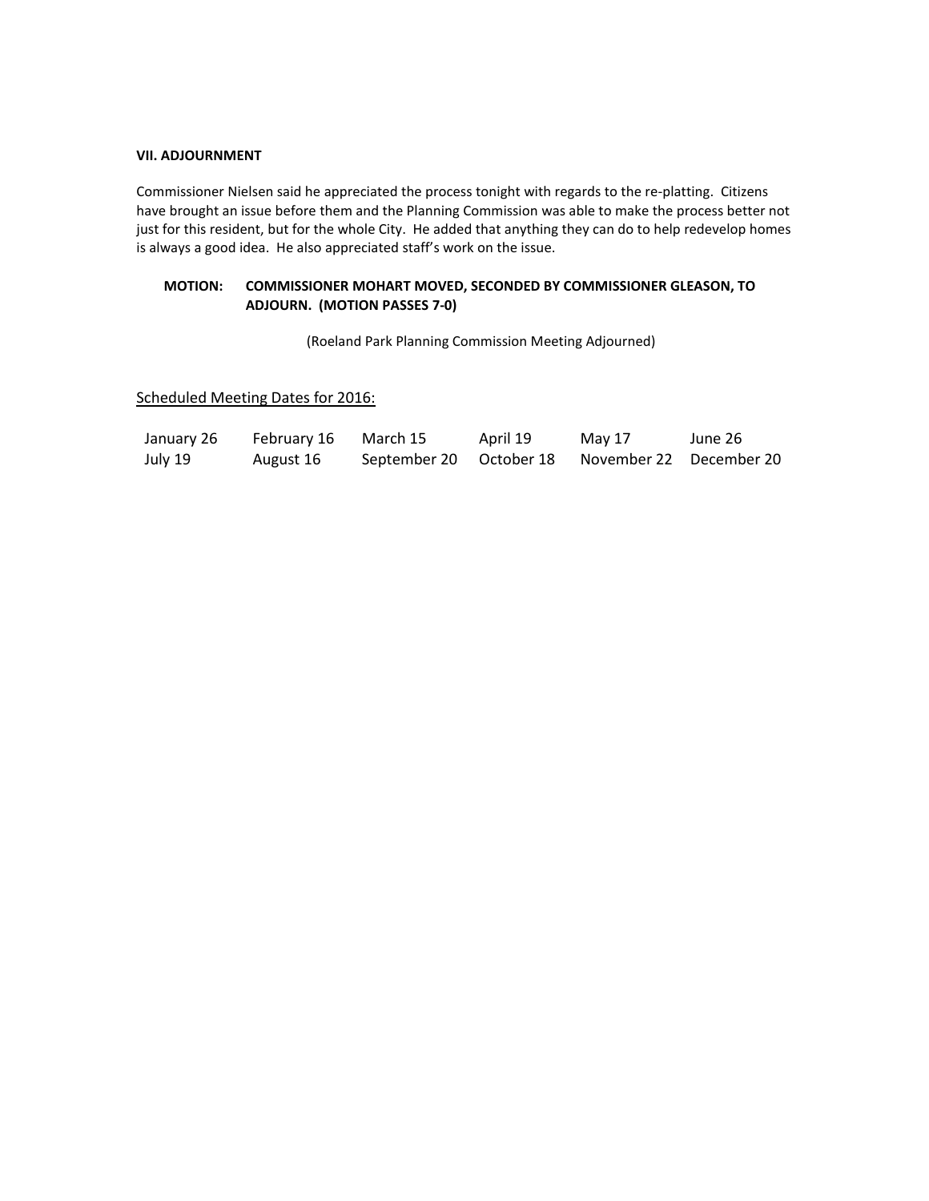**VII. ADJOURNMENT**

Commissioner Nielsen said he appreciated the process tonight with regards to the re-platting. Citizens have brought an issue before them and the Planning Commission was able to make the process better not just for this resident, but for the whole City. He added that anything they can do to help redevelop homes is always a good idea. He also appreciated staff's work on the issue.

**MOTION: COMMISSIONER MOHART MOVED, SECONDED BY COMMISSIONER GLEASON, TO ADJOURN. (MOTION PASSES 7-0)**

(Roeland Park Planning Commission Meeting Adjourned)

<u>Scheduled Meeting Dates for 2016:</u>

| | | | | | |
|---|---|---|---|---|---|
| January 26 | February 16 | March 15 | April 19 | May 17 | June 26 |
| July 19 | August 16 | September 20 | October 18 | November 22 | December 20 |